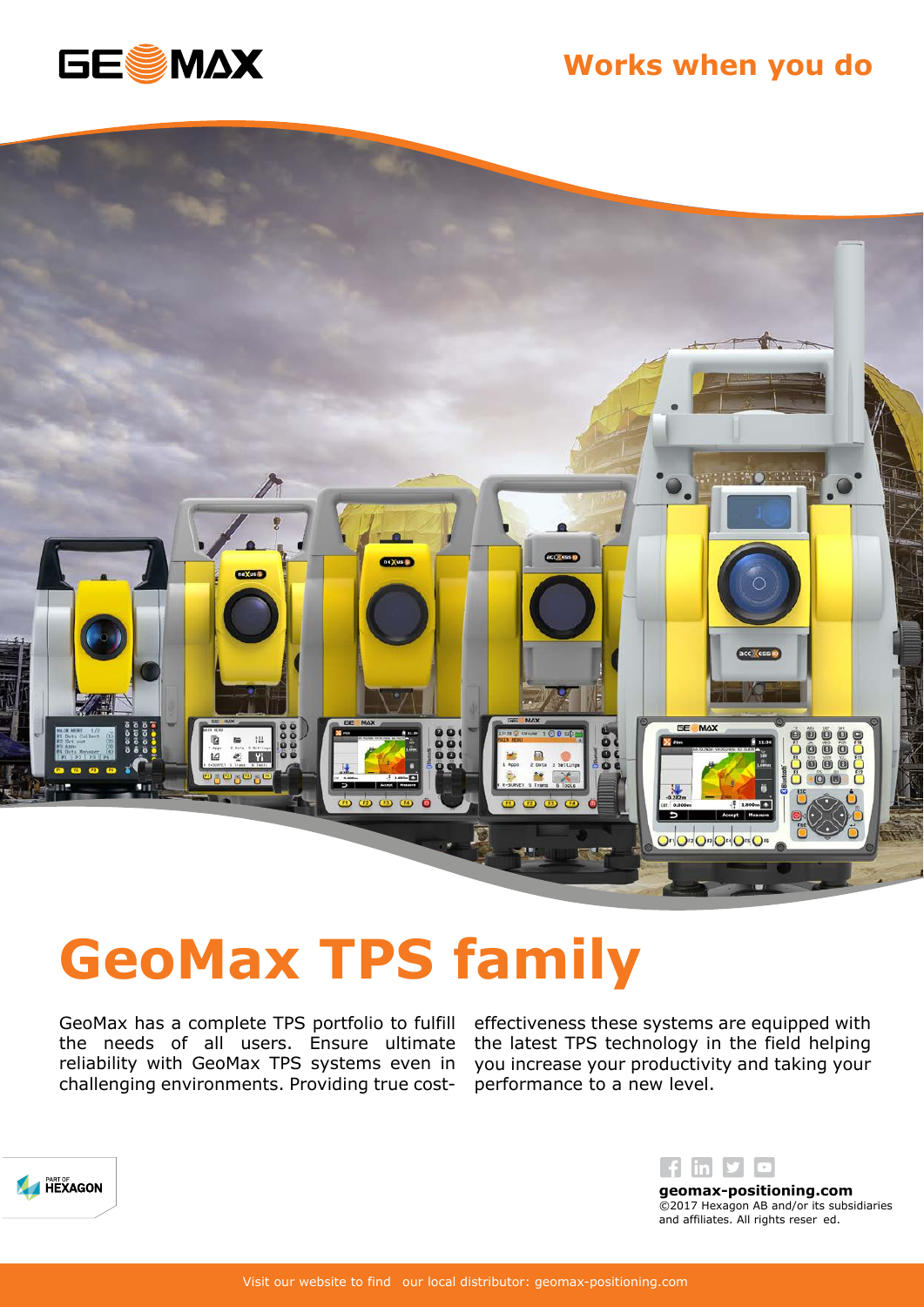Works when you do

# GeoMax TPS family

GeoMax has a complete TPS portfolio to fulfill the needs of all users. Ensure ultimate reliability with GeoMax TPS systems even in challenging environments. Providing true cost-effectiveness these systems are equipped with the latest TPS technology in the field helping you increase your productivity and taking your performance to a new level.

PART OF HEXAGON

**geomax-positioning.com**
©2017 Hexagon AB and/or its subsidiaries and affiliates. All rights reser ed.

Visit our website to find our local distributor: geomax-positioning.com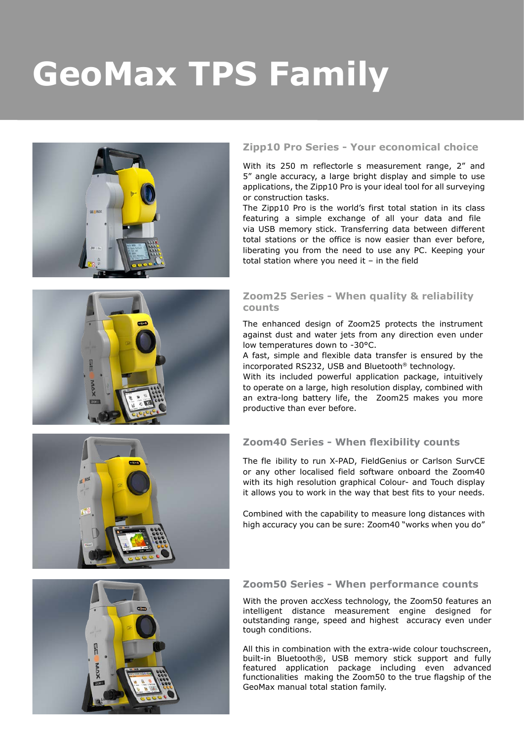# GeoMax TPS Family

## Zipp10 Pro Series - Your economical choice

With its 250 m reflectorle s measurement range, 2” and 5” angle accuracy, a large bright display and simple to use applications, the Zipp10 Pro is your ideal tool for all surveying or construction tasks.
The Zipp10 Pro is the world’s first total station in its class featuring a simple exchange of all your data and file via USB memory stick. Transferring data between different total stations or the office is now easier than ever before, liberating you from the need to use any PC. Keeping your total station where you need it – in the field

## Zoom25 Series - When quality & reliability counts

The enhanced design of Zoom25 protects the instrument against dust and water jets from any direction even under low temperatures down to -30°C.
A fast, simple and flexible data transfer is ensured by the incorporated RS232, USB and Bluetooth® technology.
With its included powerful application package, intuitively to operate on a large, high resolution display, combined with an extra-long battery life, the Zoom25 makes you more productive than ever before.

## Zoom40 Series - When flexibility counts

The fle ibility to run X-PAD, FieldGenius or Carlson SurvCE or any other localised field software onboard the Zoom40 with its high resolution graphical Colour- and Touch display it allows you to work in the way that best fits to your needs.

Combined with the capability to measure long distances with high accuracy you can be sure: Zoom40 “works when you do”

## Zoom50 Series - When performance counts

With the proven accXess technology, the Zoom50 features an intelligent distance measurement engine designed for outstanding range, speed and highest accuracy even under tough conditions.

All this in combination with the extra-wide colour touchscreen, built-in Bluetooth®, USB memory stick support and fully featured application package including even advanced functionalities making the Zoom50 to the true flagship of the GeoMax manual total station family.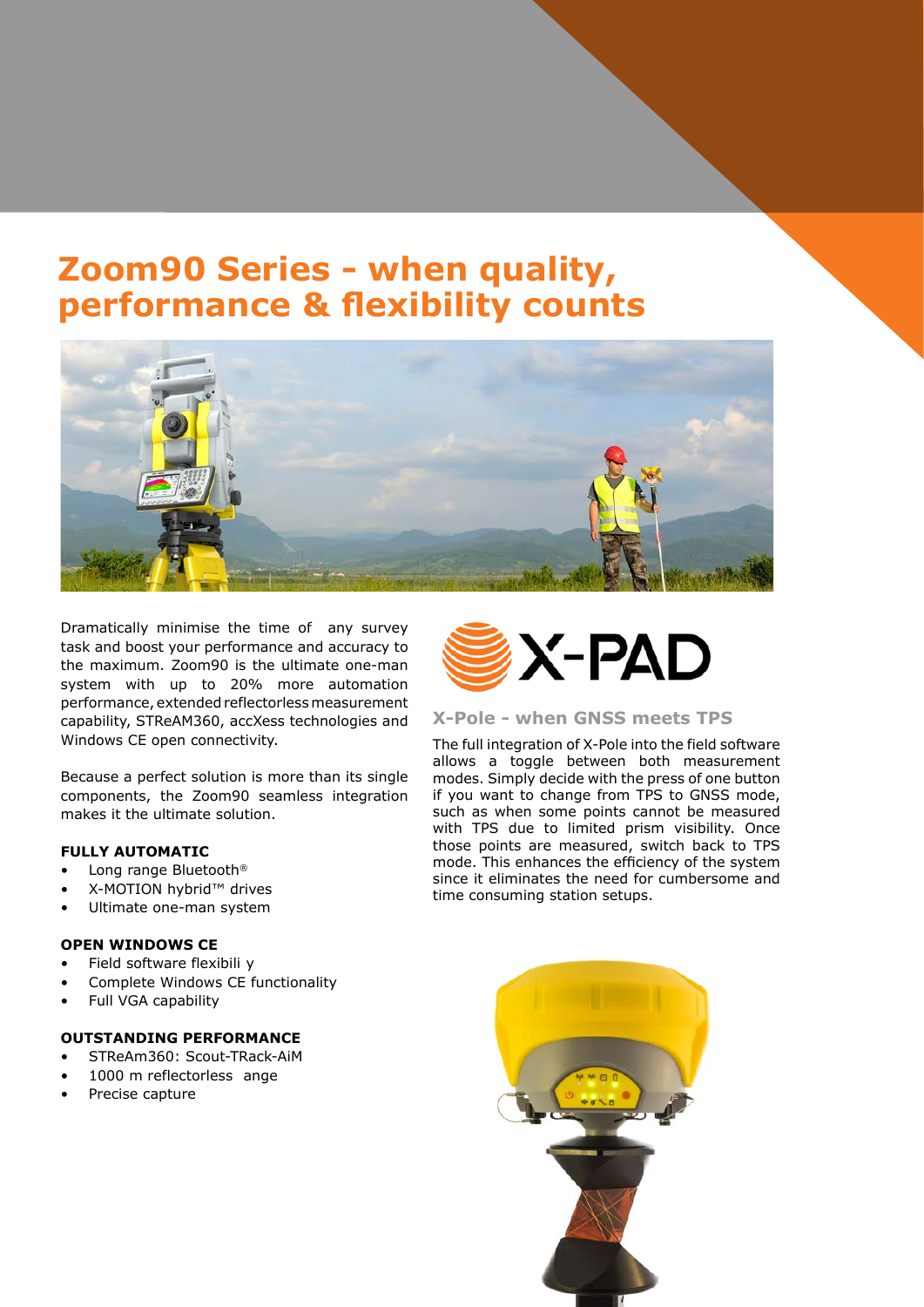# Zoom90 Series - when quality, performance & flexibility counts

Dramatically minimise the time of any survey task and boost your performance and accuracy to the maximum. Zoom90 is the ultimate one-man system with up to 20% more automation performance, extended reflectorless measurement capability, STReAM360, accXess technologies and Windows CE open connectivity.

Because a perfect solution is more than its single components, the Zoom90 seamless integration makes it the ultimate solution.

**FULLY AUTOMATIC**

- Long range Bluetooth®
- X-MOTION hybrid™ drives
- Ultimate one-man system

**OPEN WINDOWS CE**

- Field software flexibili y
- Complete Windows CE functionality
- Full VGA capability

**OUTSTANDING PERFORMANCE**

- STReAm360: Scout-TRack-AiM
- 1000 m reflectorless ange
- Precise capture

X-PAD

## X-Pole - when GNSS meets TPS

The full integration of X-Pole into the field software allows a toggle between both measurement modes. Simply decide with the press of one button if you want to change from TPS to GNSS mode, such as when some points cannot be measured with TPS due to limited prism visibility. Once those points are measured, switch back to TPS mode. This enhances the efficiency of the system since it eliminates the need for cumbersome and time consuming station setups.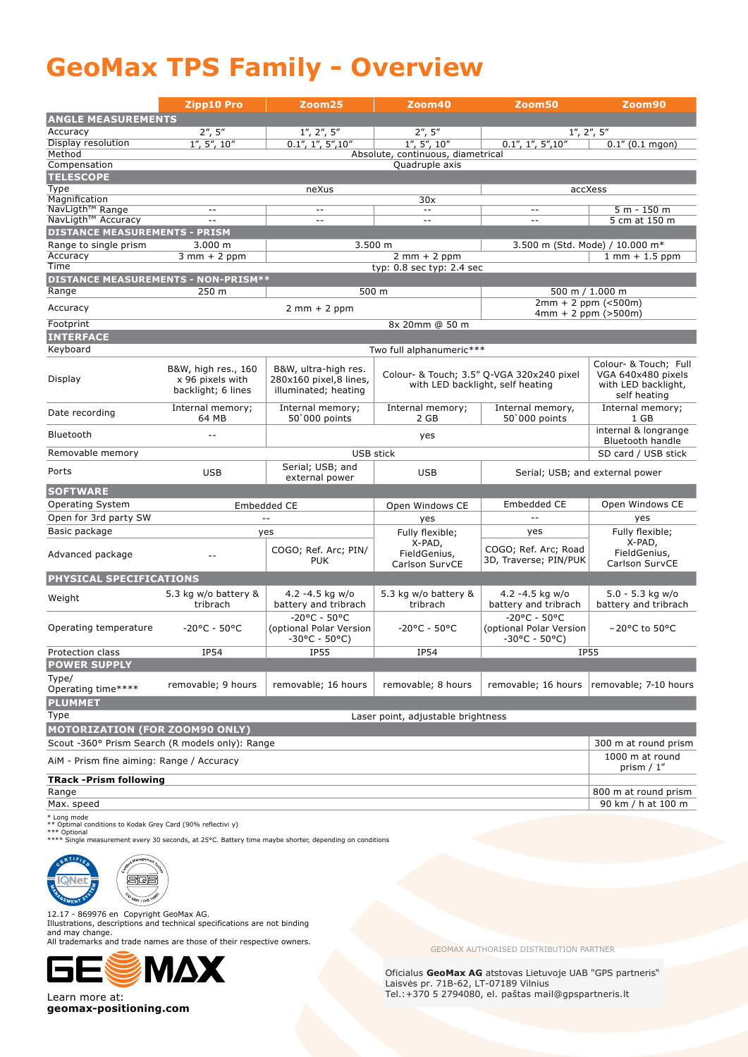# GeoMax TPS Family - Overview

| | Zipp10 Pro | Zoom25 | Zoom40 | Zoom50 | Zoom90 |
|---|---|---|---|---|---|
| **ANGLE MEASUREMENTS** | | | | | |
| Accuracy | 2″, 5″ | 1″, 2″, 5″ | 2″, 5″ | 1″, 2″, 5″ | |
| Display resolution | 1″, 5″, 10″ | 0.1″, 1″, 5″,10″ | 1″, 5″, 10″ | 0.1″, 1″, 5″,10″ | 0.1″ (0.1 mgon) |
| Method | Absolute, continuous, diametrical | | | | |
| Compensation | Quadruple axis | | | | |
| **TELESCOPE** | | | | | |
| Type | neXus | | | accXess | |
| Magnification | 30x | | | | |
| NavLigth™ Range | -- | -- | -- | -- | 5 m - 150 m |
| NavLigth™ Accuracy | -- | -- | -- | -- | 5 cm at 150 m |
| **DISTANCE MEASUREMENTS - PRISM** | | | | | |
| Range to single prism | 3.000 m | 3.500 m | | 3.500 m (Std. Mode) / 10.000 m* | |
| Accuracy | 3 mm + 2 ppm | 2 mm + 2 ppm | | | 1 mm + 1.5 ppm |
| Time | typ: 0.8 sec typ: 2.4 sec | | | | |
| **DISTANCE MEASUREMENTS - NON-PRISM**** | | | | | |
| Range | 250 m | 500 m | | 500 m / 1.000 m | |
| Accuracy | 2 mm + 2 ppm | | | 2mm + 2 ppm (<500m) 4mm + 2 ppm (>500m) | |
| Footprint | 8x 20mm @ 50 m | | | | |
| **INTERFACE** | | | | | |
| Keyboard | Two full alphanumeric*** | | | | |
| Display | B&W, high res., 160 x 96 pixels with backlight; 6 lines | B&W, ultra-high res. 280x160 pixel,8 lines, illuminated; heating | Colour- & Touch; 3.5″ Q-VGA 320x240 pixel with LED backlight, self heating | | Colour- & Touch; Full VGA 640x480 pixels with LED backlight, self heating |
| Date recording | Internal memory; 64 MB | Internal memory; 50`000 points | Internal memory; 2 GB | Internal memory, 50`000 points | Internal memory; 1 GB |
| Bluetooth | -- | yes | | | internal & longrange Bluetooth handle |
| Removable memory | USB stick | | | | SD card / USB stick |
| Ports | USB | Serial; USB; and external power | USB | Serial; USB; and external power | |
| **SOFTWARE** | | | | | |
| Operating System | Embedded CE | | Open Windows CE | Embedded CE | Open Windows CE |
| Open for 3rd party SW | -- | | yes | -- | yes |
| Basic package | yes | | Fully flexible; X-PAD, FieldGenius, Carlson SurvCE | yes | Fully flexible; X-PAD, FieldGenius, Carlson SurvCE |
| Advanced package | -- | COGO; Ref. Arc; PIN/ PUK | | COGO; Ref. Arc; Road 3D, Traverse; PIN/PUK | |
| **PHYSICAL SPECIFICATIONS** | | | | | |
| Weight | 5.3 kg w/o battery & tribrach | 4.2 -4.5 kg w/o battery and tribrach | 5.3 kg w/o battery & tribrach | 4.2 -4.5 kg w/o battery and tribrach | 5.0 - 5.3 kg w/o battery and tribrach |
| Operating temperature | -20°C - 50°C | -20°C - 50°C (optional Polar Version -30°C - 50°C) | -20°C - 50°C | -20°C - 50°C (optional Polar Version -30°C - 50°C) | −20°C to 50°C |
| Protection class | IP54 | IP55 | IP54 | IP55 | |
| **POWER SUPPLY** | | | | | |
| Type/ Operating time**** | removable; 9 hours | removable; 16 hours | removable; 8 hours | removable; 16 hours | removable; 7-10 hours |
| **PLUMMET** | | | | | |
| Type | Laser point, adjustable brightness | | | | |
| **MOTORIZATION (FOR ZOOM90 ONLY)** | | | | | |
| Scout -360° Prism Search (R models only): Range | | | | | 300 m at round prism |
| AiM - Prism fine aiming: Range / Accuracy | | | | | 1000 m at round prism / 1″ |
| **TRack -Prism following** | | | | | |
| Range | | | | | 800 m at round prism |
| Max. speed | | | | | 90 km / h at 100 m |

\* Long mode
** Optimal conditions to Kodak Grey Card (90% reflectivi y)
*** Optional
**** Single measurement every 30 seconds, at 25°C. Battery time maybe shorter, depending on conditions

12.17 - 869976 en Copyright GeoMax AG.
Illustrations, descriptions and technical specifications are not binding and may change.
All trademarks and trade names are those of their respective owners.

GEOMAX AUTHORISED DISTRIBUTION PARTNER

Oficialus **GeoMax AG** atstovas Lietuvoje UAB "GPS partneris"
Laisvės pr. 71B-62, LT-07189 Vilnius
Tel.:+370 5 2794080, el. paštas mail@gpspartneris.lt

Learn more at:
**geomax-positioning.com**